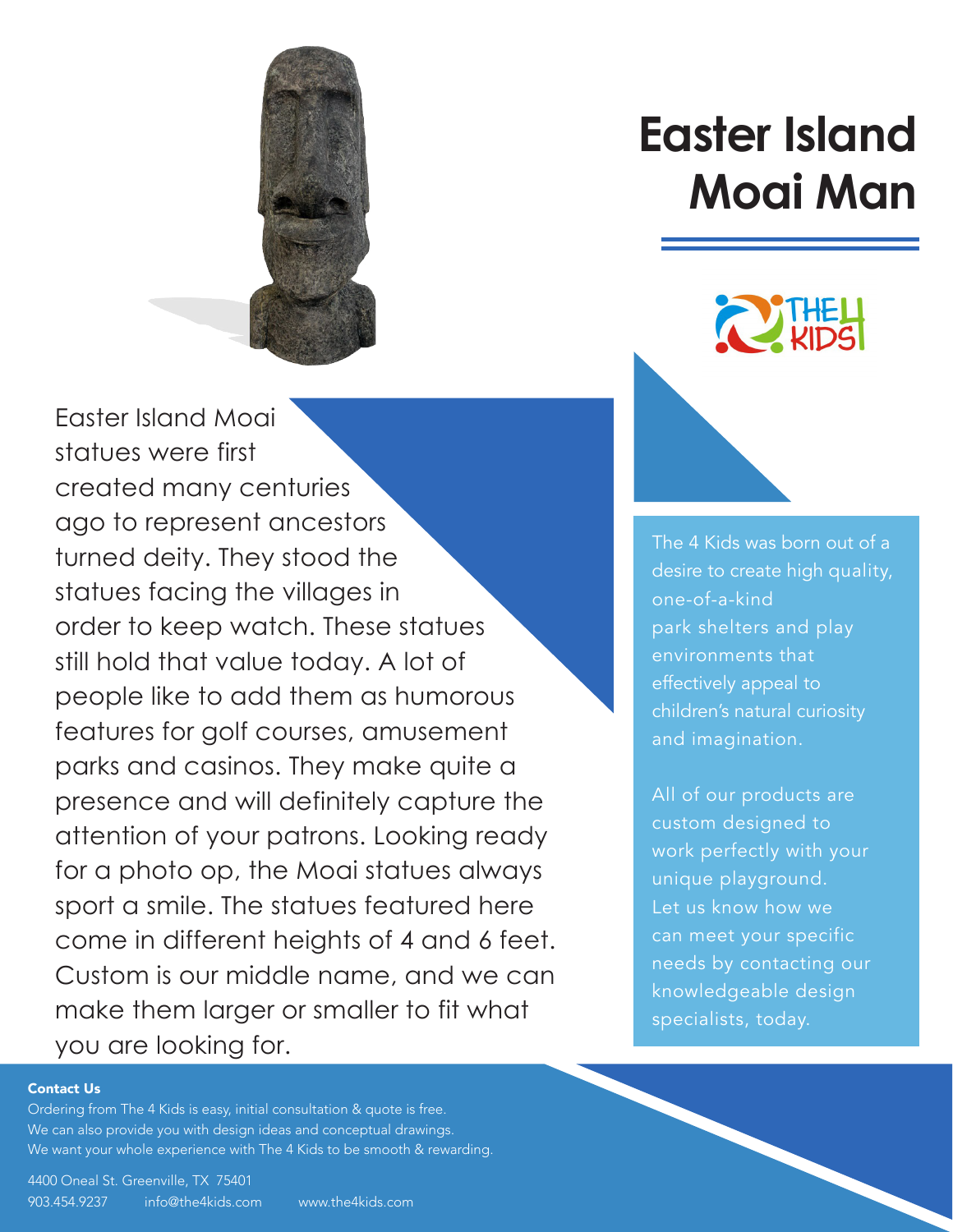# Easter Island Moai Man

Easter Island Moai statues were first created many centuries ago to represent ancestors turned deity. They stood the statues facing the villages in order to keep watch. These statues still hold that value today. A lot of people like to add them as humorous features for golf courses, amusement parks and casinos. They make quite a presence and will definitely capture the attention of your patrons. Looking ready for a photo op, the Moai statues always sport a smile. The statues featured here come in different heights of 4 and 6 feet. Custom is our middle name, and we can make them larger or smaller to fit what you are looking for.

The 4 Kids was born out of a desire to create high quality, one-of-a-kind park shelters and play environments that effectively appeal to children's natural curiosity and imagination.

All of our products are custom designed to work perfectly with your unique playground. Let us know how we can meet your specific needs by contacting our knowledgeable design specialists, today.

**Contact Us**

Ordering from The 4 Kids is easy, initial consultation & quote is free.
We can also provide you with design ideas and conceptual drawings.
We want your whole experience with The 4 Kids to be smooth & rewarding.

4400 Oneal St. Greenville, TX 75401
903.454.9237 info@the4kids.com www.the4kids.com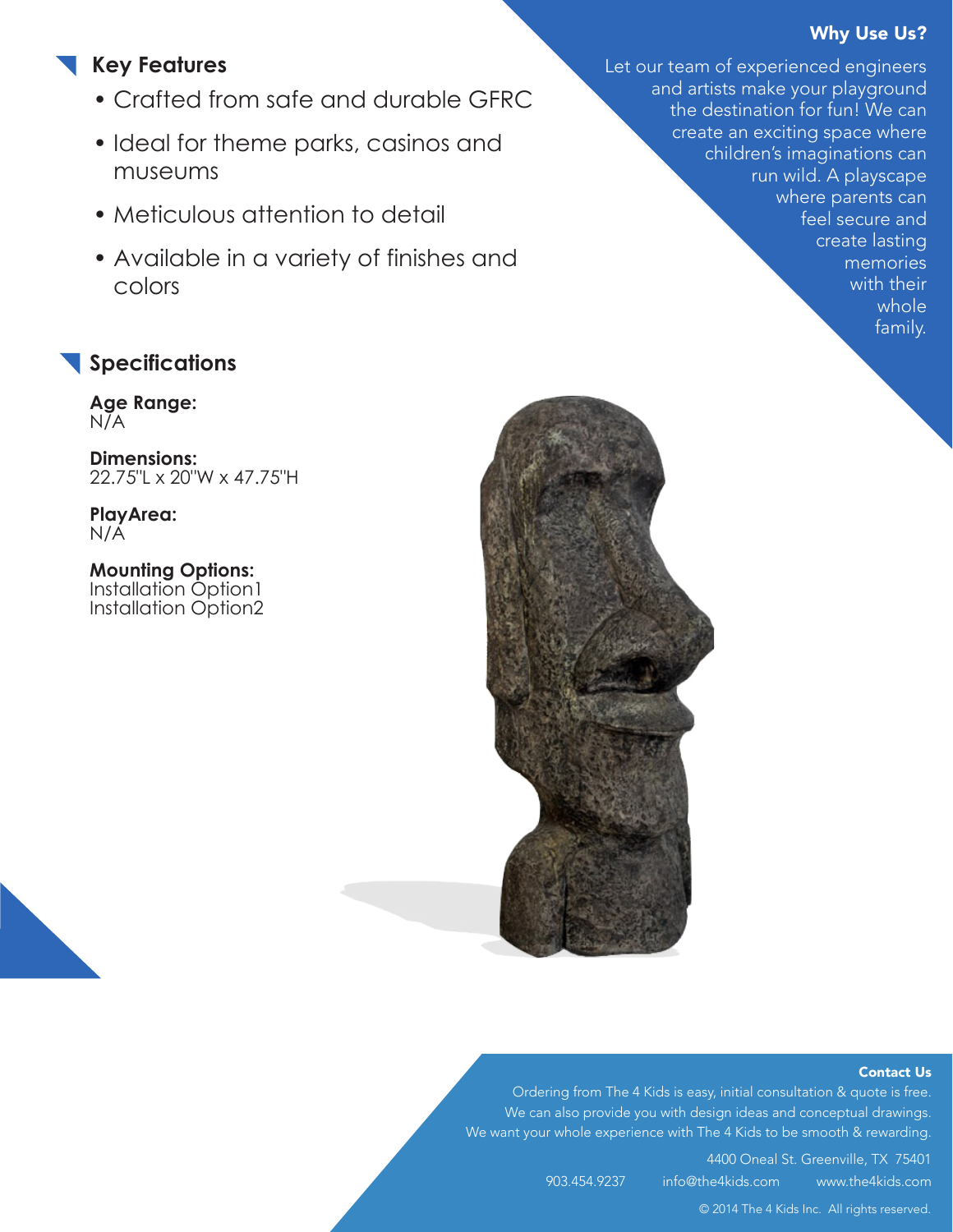## Key Features

- Crafted from safe and durable GFRC
- Ideal for theme parks, casinos and museums
- Meticulous attention to detail
- Available in a variety of finishes and colors

## Specifications

**Age Range:**
N/A

**Dimensions:**
22.75"L x 20"W x 47.75"H

**PlayArea:**
N/A

**Mounting Options:**
Installation Option1
Installation Option2

## Why Use Us?

Let our team of experienced engineers and artists make your playground the destination for fun! We can create an exciting space where children's imaginations can run wild. A playscape where parents can feel secure and create lasting memories with their whole family.

## Contact Us

Ordering from The 4 Kids is easy, initial consultation & quote is free.
We can also provide you with design ideas and conceptual drawings.
We want your whole experience with The 4 Kids to be smooth & rewarding.

4400 Oneal St. Greenville, TX 75401

903.454.9237 info@the4kids.com www.the4kids.com

© 2014 The 4 Kids Inc. All rights reserved.